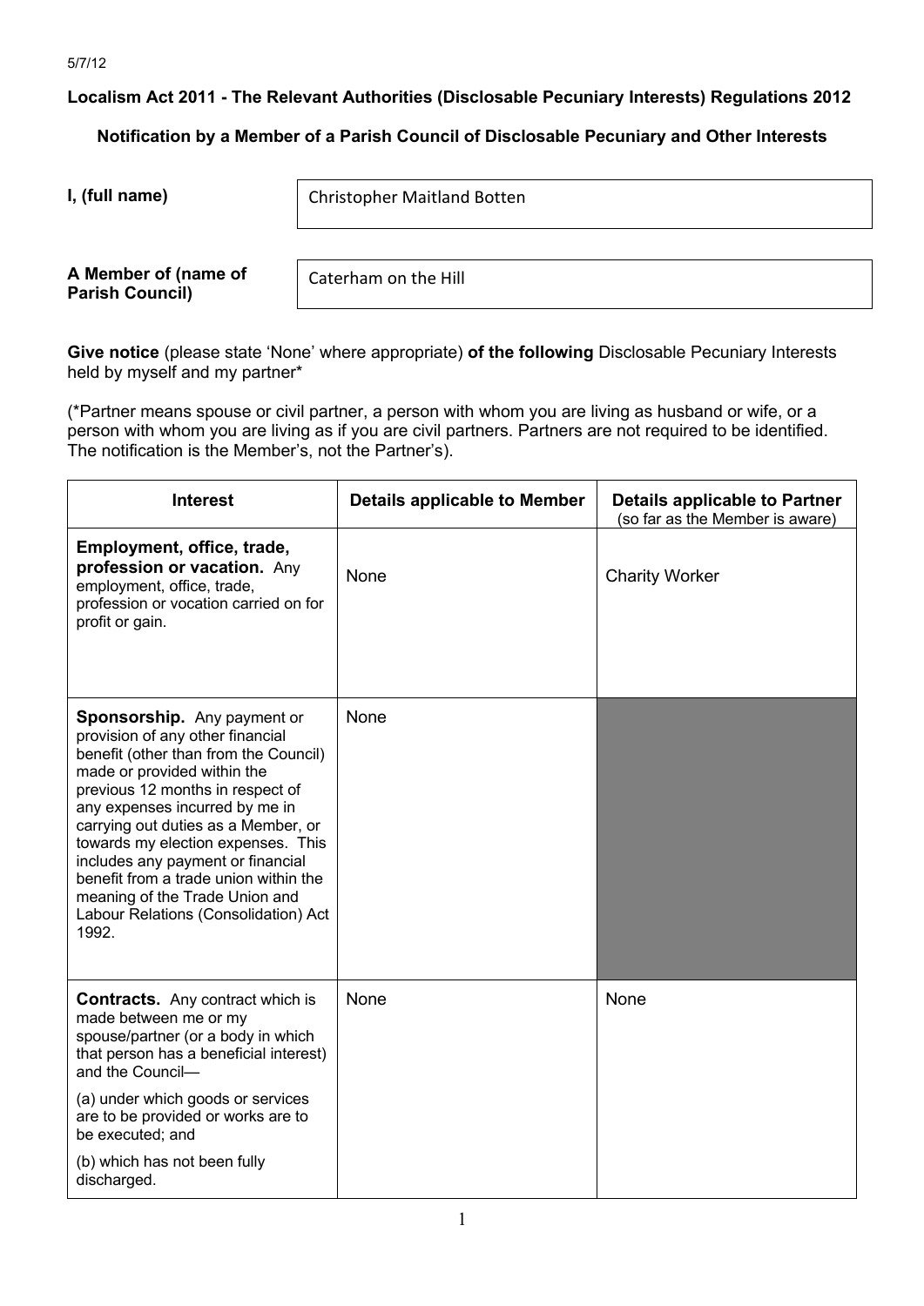5/7/12

**Localism Act 2011 - The Relevant Authorities (Disclosable Pecuniary Interests) Regulations 2012**

**Notification by a Member of a Parish Council of Disclosable Pecuniary and Other Interests**

| | |
|---|---|
| **I, (full name)** | Christopher Maitland Botten |
| **A Member of (name of Parish Council)** | Caterham on the Hill |

**Give notice** (please state 'None' where appropriate) **of the following** Disclosable Pecuniary Interests held by myself and my partner*

(*Partner means spouse or civil partner, a person with whom you are living as husband or wife, or a person with whom you are living as if you are civil partners. Partners are not required to be identified. The notification is the Member's, not the Partner's).

| Interest | Details applicable to Member | Details applicable to Partner (so far as the Member is aware) |
|---|---|---|
| **Employment, office, trade, profession or vacation.** Any employment, office, trade, profession or vocation carried on for profit or gain. | None | Charity Worker |
| **Sponsorship.** Any payment or provision of any other financial benefit (other than from the Council) made or provided within the previous 12 months in respect of any expenses incurred by me in carrying out duties as a Member, or towards my election expenses. This includes any payment or financial benefit from a trade union within the meaning of the Trade Union and Labour Relations (Consolidation) Act 1992. | None | |
| **Contracts.** Any contract which is made between me or my spouse/partner (or a body in which that person has a beneficial interest) and the Council— (a) under which goods or services are to be provided or works are to be executed; and (b) which has not been fully discharged. | None | None |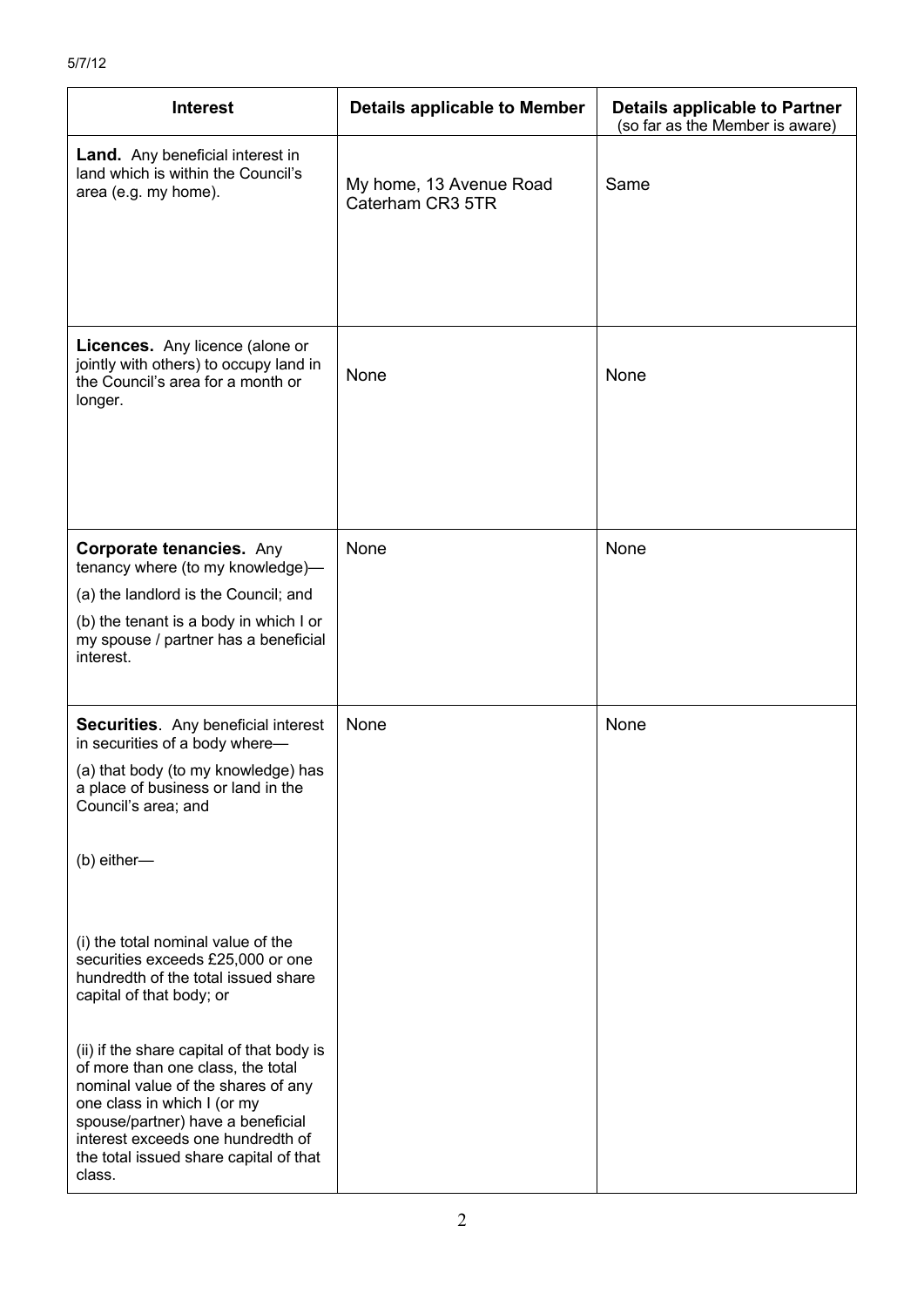5/7/12

| Interest | Details applicable to Member | Details applicable to Partner (so far as the Member is aware) |
|---|---|---|
| **Land.** Any beneficial interest in land which is within the Council's area (e.g. my home). | My home, 13 Avenue Road Caterham CR3 5TR | Same |
| **Licences.** Any licence (alone or jointly with others) to occupy land in the Council's area for a month or longer. | None | None |
| **Corporate tenancies.** Any tenancy where (to my knowledge)— (a) the landlord is the Council; and (b) the tenant is a body in which I or my spouse / partner has a beneficial interest. | None | None |
| **Securities**. Any beneficial interest in securities of a body where— (a) that body (to my knowledge) has a place of business or land in the Council's area; and (b) either— (i) the total nominal value of the securities exceeds £25,000 or one hundredth of the total issued share capital of that body; or (ii) if the share capital of that body is of more than one class, the total nominal value of the shares of any one class in which I (or my spouse/partner) have a beneficial interest exceeds one hundredth of the total issued share capital of that class. | None | None |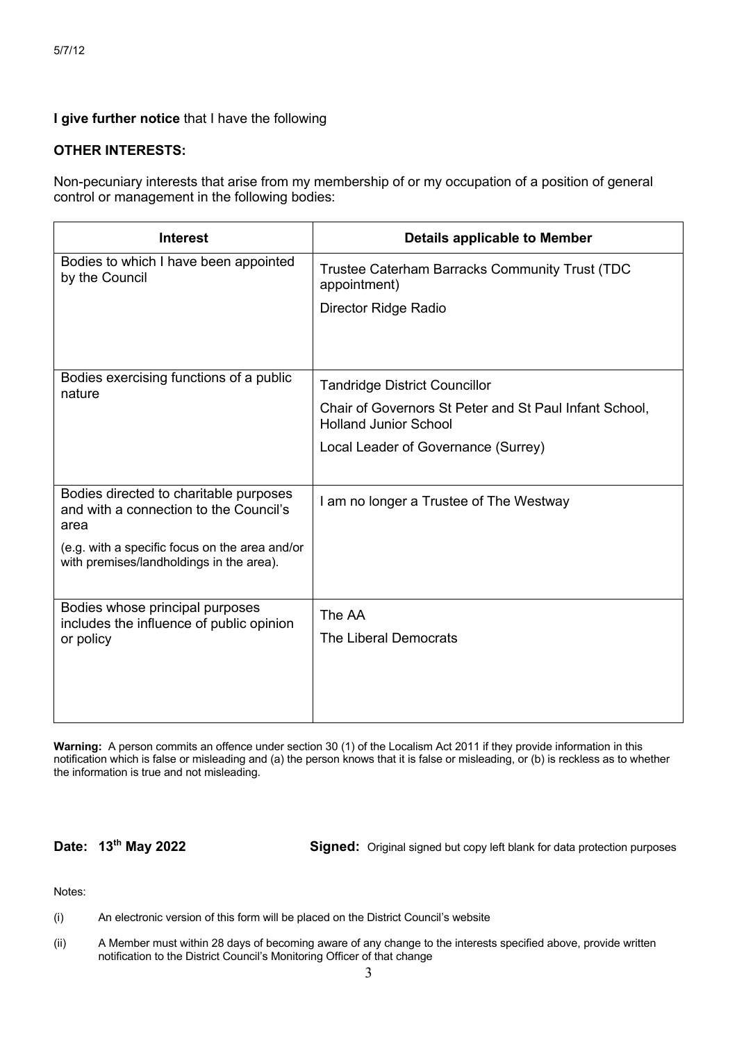5/7/12

**I give further notice** that I have the following

**OTHER INTERESTS:**

Non-pecuniary interests that arise from my membership of or my occupation of a position of general control or management in the following bodies:

| Interest | Details applicable to Member |
|---|---|
| Bodies to which I have been appointed by the Council | Trustee Caterham Barracks Community Trust (TDC appointment)<br>Director Ridge Radio |
| Bodies exercising functions of a public nature | Tandridge District Councillor<br>Chair of Governors St Peter and St Paul Infant School, Holland Junior School<br>Local Leader of Governance (Surrey) |
| Bodies directed to charitable purposes and with a connection to the Council's area<br>(e.g. with a specific focus on the area and/or with premises/landholdings in the area). | I am no longer a Trustee of The Westway |
| Bodies whose principal purposes includes the influence of public opinion or policy | The AA<br>The Liberal Democrats |

**Warning:** A person commits an offence under section 30 (1) of the Localism Act 2011 if they provide information in this notification which is false or misleading and (a) the person knows that it is false or misleading, or (b) is reckless as to whether the information is true and not misleading.

**Date: 13th May 2022** **Signed:** Original signed but copy left blank for data protection purposes

Notes:

(i) An electronic version of this form will be placed on the District Council's website

(ii) A Member must within 28 days of becoming aware of any change to the interests specified above, provide written notification to the District Council's Monitoring Officer of that change